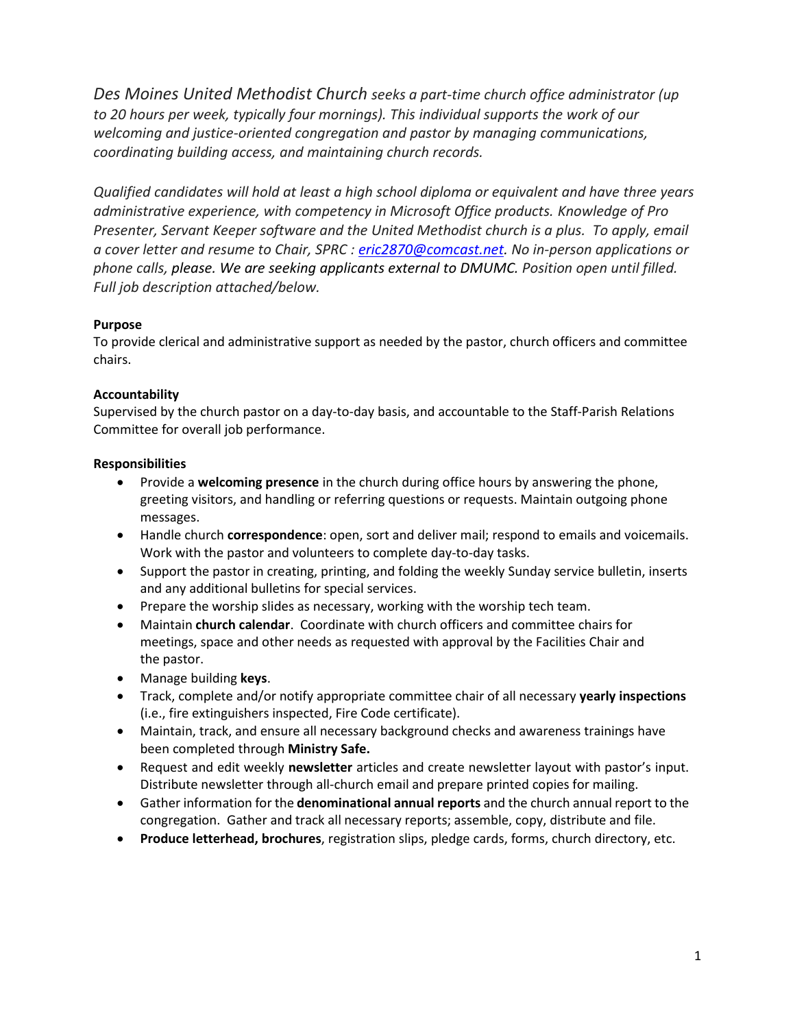*Des Moines United Methodist Church seeks a part-time church office administrator (up to 20 hours per week, typically four mornings). This individual supports the work of our welcoming and justice-oriented congregation and pastor by managing communications, coordinating building access, and maintaining church records.*

*Qualified candidates will hold at least a high school diploma or equivalent and have three years administrative experience, with competency in Microsoft Office products. Knowledge of Pro Presenter, Servant Keeper software and the United Methodist church is a plus. To apply, email a cover letter and resume to Chair, SPRC : [eric2870@comcast.net](mailto:eric2870@comcast.net). No in-person applications or phone calls, please. We are seeking applicants external to DMUMC. Position open until filled. Full job description attached/below.*

**Purpose**

To provide clerical and administrative support as needed by the pastor, church officers and committee chairs.

**Accountability**

Supervised by the church pastor on a day-to-day basis, and accountable to the Staff-Parish Relations Committee for overall job performance.

**Responsibilities**

- Provide a **welcoming presence** in the church during office hours by answering the phone, greeting visitors, and handling or referring questions or requests. Maintain outgoing phone messages.
- Handle church **correspondence**: open, sort and deliver mail; respond to emails and voicemails. Work with the pastor and volunteers to complete day-to-day tasks.
- Support the pastor in creating, printing, and folding the weekly Sunday service bulletin, inserts and any additional bulletins for special services.
- Prepare the worship slides as necessary, working with the worship tech team.
- Maintain **church calendar**. Coordinate with church officers and committee chairs for meetings, space and other needs as requested with approval by the Facilities Chair and the pastor.
- Manage building **keys**.
- Track, complete and/or notify appropriate committee chair of all necessary **yearly inspections** (i.e., fire extinguishers inspected, Fire Code certificate).
- Maintain, track, and ensure all necessary background checks and awareness trainings have been completed through **Ministry Safe.**
- Request and edit weekly **newsletter** articles and create newsletter layout with pastor's input. Distribute newsletter through all-church email and prepare printed copies for mailing.
- Gather information for the **denominational annual reports** and the church annual report to the congregation. Gather and track all necessary reports; assemble, copy, distribute and file.
- **Produce letterhead, brochures**, registration slips, pledge cards, forms, church directory, etc.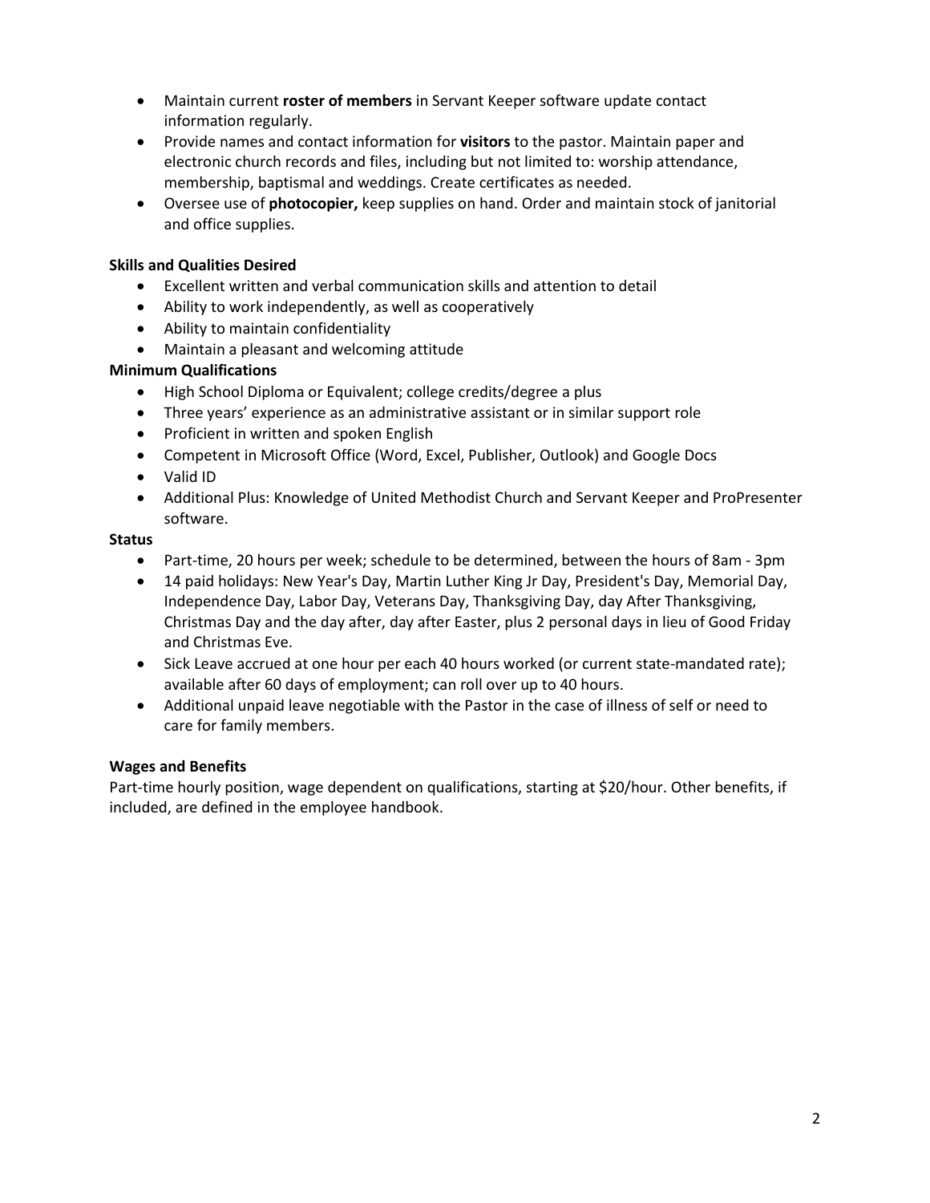- Maintain current **roster of members** in Servant Keeper software update contact information regularly.
- Provide names and contact information for **visitors** to the pastor. Maintain paper and electronic church records and files, including but not limited to: worship attendance, membership, baptismal and weddings. Create certificates as needed.
- Oversee use of **photocopier,** keep supplies on hand. Order and maintain stock of janitorial and office supplies.

**Skills and Qualities Desired**

- Excellent written and verbal communication skills and attention to detail
- Ability to work independently, as well as cooperatively
- Ability to maintain confidentiality
- Maintain a pleasant and welcoming attitude

**Minimum Qualifications**

- High School Diploma or Equivalent; college credits/degree a plus
- Three years' experience as an administrative assistant or in similar support role
- Proficient in written and spoken English
- Competent in Microsoft Office (Word, Excel, Publisher, Outlook) and Google Docs
- Valid ID
- Additional Plus: Knowledge of United Methodist Church and Servant Keeper and ProPresenter software.

**Status**

- Part-time, 20 hours per week; schedule to be determined, between the hours of 8am - 3pm
- 14 paid holidays: New Year's Day, Martin Luther King Jr Day, President's Day, Memorial Day, Independence Day, Labor Day, Veterans Day, Thanksgiving Day, day After Thanksgiving, Christmas Day and the day after, day after Easter, plus 2 personal days in lieu of Good Friday and Christmas Eve.
- Sick Leave accrued at one hour per each 40 hours worked (or current state-mandated rate); available after 60 days of employment; can roll over up to 40 hours.
- Additional unpaid leave negotiable with the Pastor in the case of illness of self or need to care for family members.

**Wages and Benefits**

Part-time hourly position, wage dependent on qualifications, starting at $20/hour. Other benefits, if included, are defined in the employee handbook.